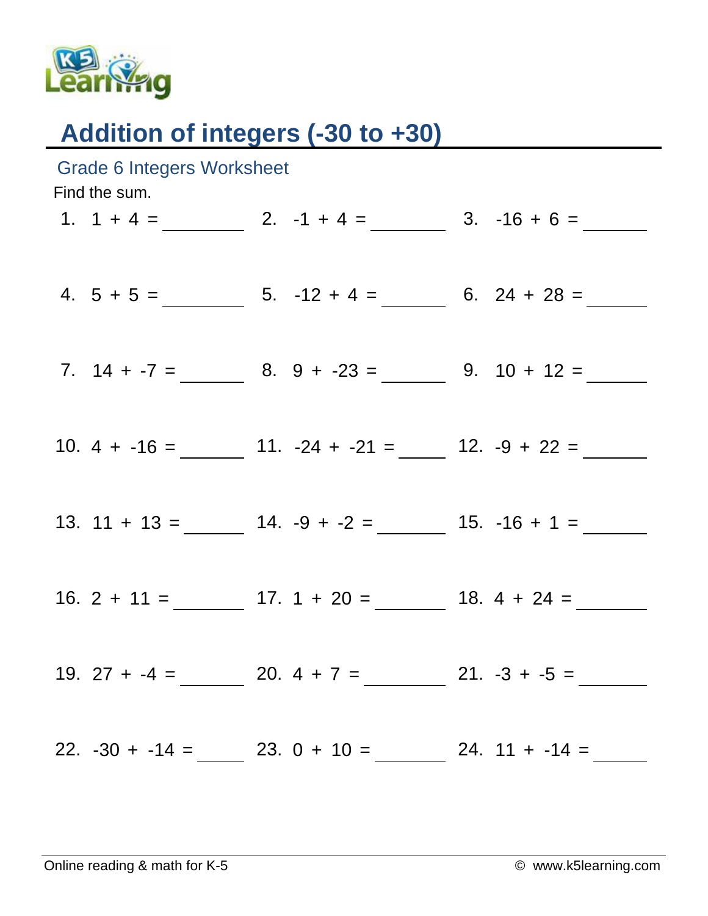# Addition of integers (-30 to +30)

## Grade 6 Integers Worksheet

Find the sum.

1. $1 + 4 =$ ________
2. $-1 + 4 =$ ________
3. $-16 + 6 =$ ________
4. $5 + 5 =$ ________
5. $-12 + 4 =$ ________
6. $24 + 28 =$ ________
7. $14 + -7 =$ ________
8. $9 + -23 =$ ________
9. $10 + 12 =$ ________
10. $4 + -16 =$ ________
11. $-24 + -21 =$ ________
12. $-9 + 22 =$ ________
13. $11 + 13 =$ ________
14. $-9 + -2 =$ ________
15. $-16 + 1 =$ ________
16. $2 + 11 =$ ________
17. $1 + 20 =$ ________
18. $4 + 24 =$ ________
19. $27 + -4 =$ ________
20. $4 + 7 =$ ________
21. $-3 + -5 =$ ________
22. $-30 + -14 =$ ________
23. $0 + 10 =$ ________
24. $11 + -14 =$ ________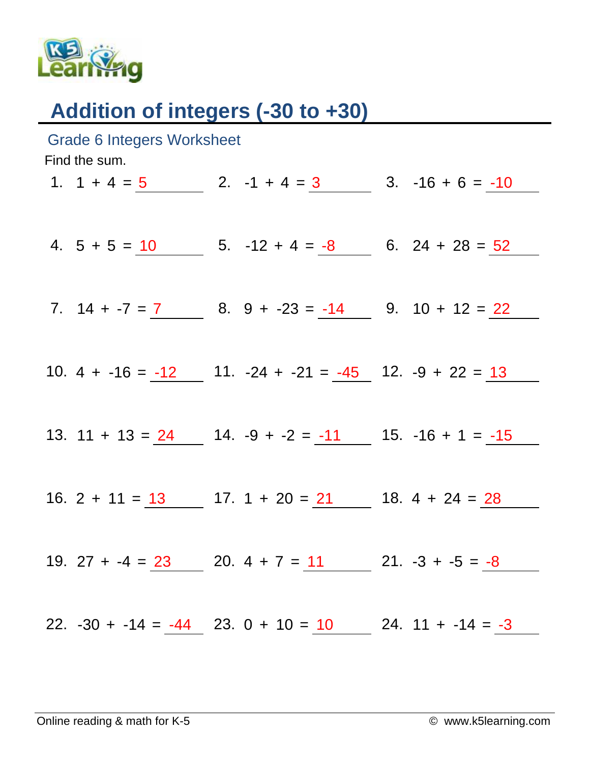# Addition of integers (-30 to +30)

## Grade 6 Integers Worksheet

Find the sum.

1. $1 + 4 = 5$
2. $-1 + 4 = 3$
3. $-16 + 6 = -10$
4. $5 + 5 = 10$
5. $-12 + 4 = -8$
6. $24 + 28 = 52$
7. $14 + -7 = 7$
8. $9 + -23 = -14$
9. $10 + 12 = 22$
10. $4 + -16 = -12$
11. $-24 + -21 = -45$
12. $-9 + 22 = 13$
13. $11 + 13 = 24$
14. $-9 + -2 = -11$
15. $-16 + 1 = -15$
16. $2 + 11 = 13$
17. $1 + 20 = 21$
18. $4 + 24 = 28$
19. $27 + -4 = 23$
20. $4 + 7 = 11$
21. $-3 + -5 = -8$
22. $-30 + -14 = -44$
23. $0 + 10 = 10$
24. $11 + -14 = -3$